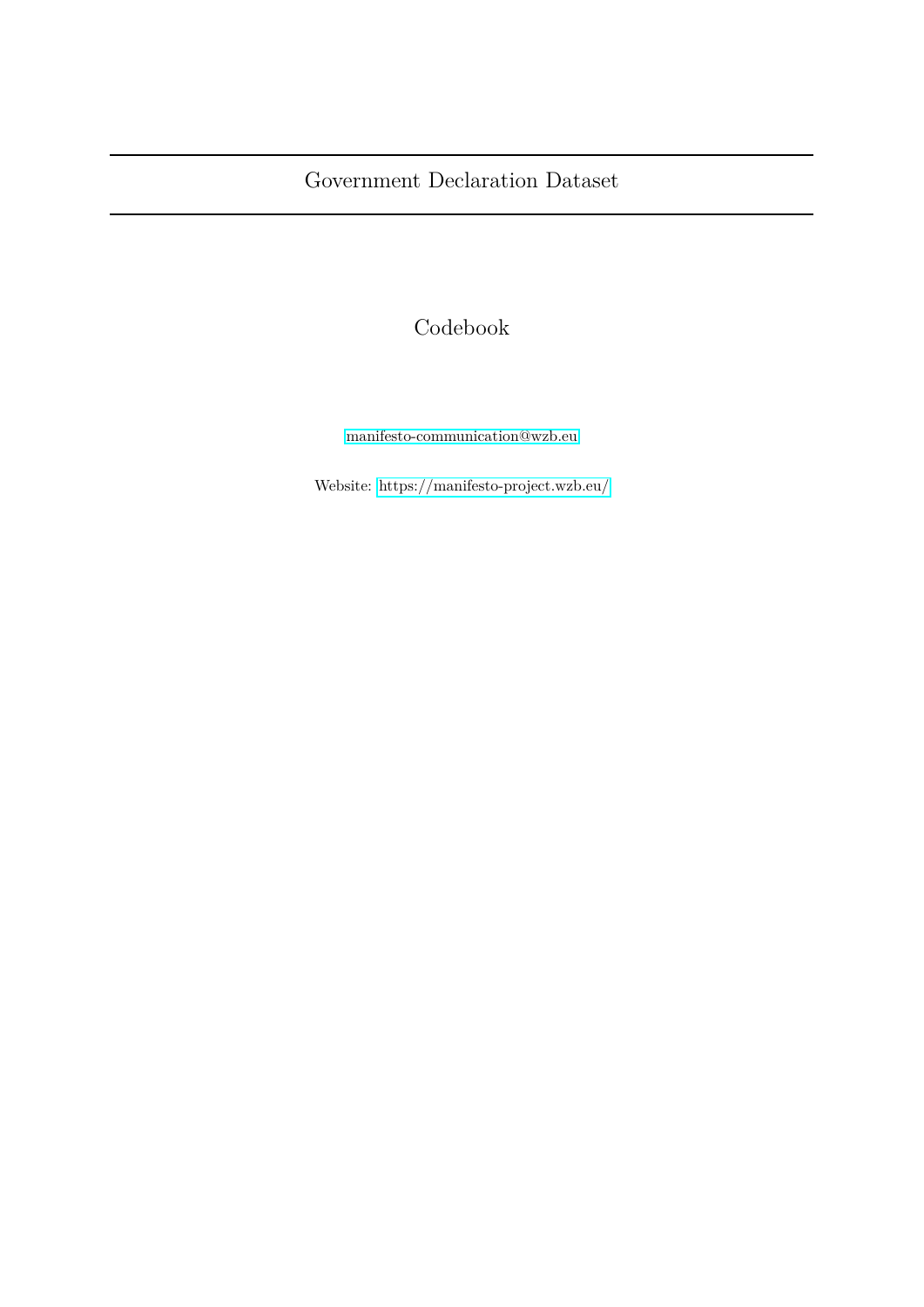# Government Declaration Dataset

## Codebook

manifesto-communication@wzb.eu

Website: https://manifesto-project.wzb.eu/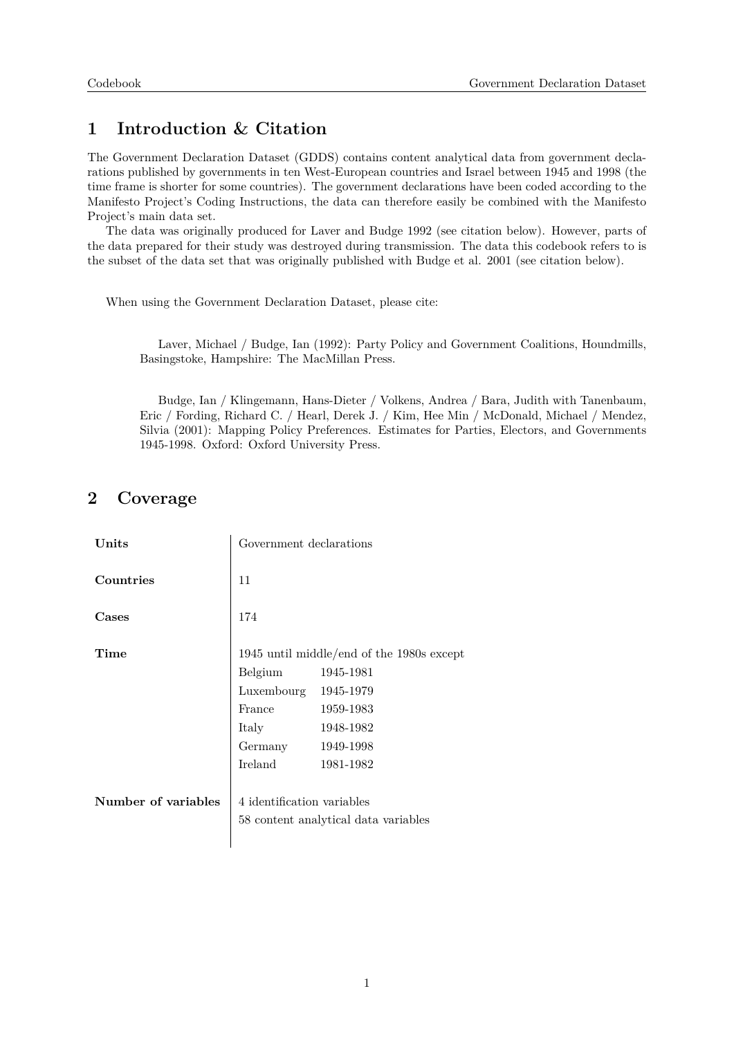# 1 Introduction & Citation

The Government Declaration Dataset (GDDS) contains content analytical data from government declarations published by governments in ten West-European countries and Israel between 1945 and 1998 (the time frame is shorter for some countries). The government declarations have been coded according to the Manifesto Project's Coding Instructions, the data can therefore easily be combined with the Manifesto Project's main data set.

The data was originally produced for Laver and Budge 1992 (see citation below). However, parts of the data prepared for their study was destroyed during transmission. The data this codebook refers to is the subset of the data set that was originally published with Budge et al. 2001 (see citation below).

When using the Government Declaration Dataset, please cite:

> Laver, Michael / Budge, Ian (1992): Party Policy and Government Coalitions, Houndmills, Basingstoke, Hampshire: The MacMillan Press.

> Budge, Ian / Klingemann, Hans-Dieter / Volkens, Andrea / Bara, Judith with Tanenbaum, Eric / Fording, Richard C. / Hearl, Derek J. / Kim, Hee Min / McDonald, Michael / Mendez, Silvia (2001): Mapping Policy Preferences. Estimates for Parties, Electors, and Governments 1945-1998. Oxford: Oxford University Press.

# 2 Coverage

| | |
|---|---|
| **Units** | Government declarations |
| **Countries** | 11 |
| **Cases** | 174 |
| **Time** | 1945 until middle/end of the 1980s except<br>Belgium 1945-1981<br>Luxembourg 1945-1979<br>France 1959-1983<br>Italy 1948-1982<br>Germany 1949-1998<br>Ireland 1981-1982 |
| **Number of variables** | 4 identification variables<br>58 content analytical data variables |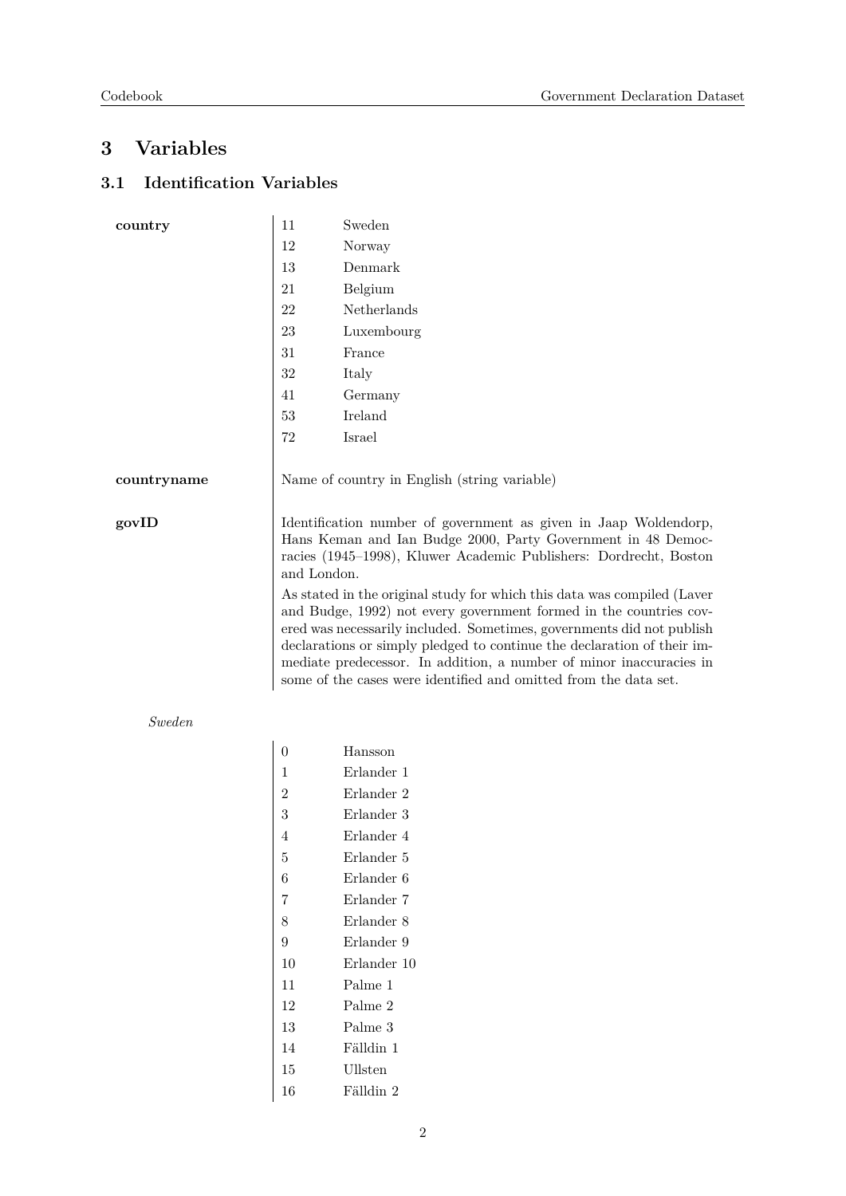# 3 Variables

## 3.1 Identification Variables

**country**

| | |
|---|---|
| 11 | Sweden |
| 12 | Norway |
| 13 | Denmark |
| 21 | Belgium |
| 22 | Netherlands |
| 23 | Luxembourg |
| 31 | France |
| 32 | Italy |
| 41 | Germany |
| 53 | Ireland |
| 72 | Israel |

**countryname**

Name of country in English (string variable)

**govID**

Identification number of government as given in Jaap Woldendorp, Hans Keman and Ian Budge 2000, Party Government in 48 Democracies (1945–1998), Kluwer Academic Publishers: Dordrecht, Boston and London.

As stated in the original study for which this data was compiled (Laver and Budge, 1992) not every government formed in the countries covered was necessarily included. Sometimes, governments did not publish declarations or simply pledged to continue the declaration of their immediate predecessor. In addition, a number of minor inaccuracies in some of the cases were identified and omitted from the data set.

*Sweden*

| | |
|---|---|
| 0 | Hansson |
| 1 | Erlander 1 |
| 2 | Erlander 2 |
| 3 | Erlander 3 |
| 4 | Erlander 4 |
| 5 | Erlander 5 |
| 6 | Erlander 6 |
| 7 | Erlander 7 |
| 8 | Erlander 8 |
| 9 | Erlander 9 |
| 10 | Erlander 10 |
| 11 | Palme 1 |
| 12 | Palme 2 |
| 13 | Palme 3 |
| 14 | Fälldin 1 |
| 15 | Ullsten |
| 16 | Fälldin 2 |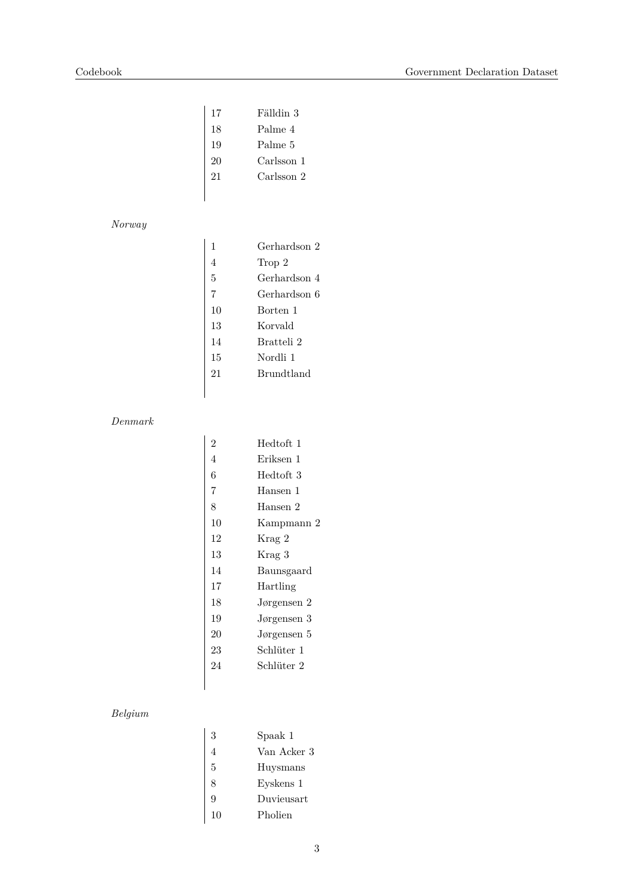| | |
|---|---|
| 17 | Fälldin 3 |
| 18 | Palme 4 |
| 19 | Palme 5 |
| 20 | Carlsson 1 |
| 21 | Carlsson 2 |

*Norway*

| | |
|---|---|
| 1 | Gerhardson 2 |
| 4 | Trop 2 |
| 5 | Gerhardson 4 |
| 7 | Gerhardson 6 |
| 10 | Borten 1 |
| 13 | Korvald |
| 14 | Bratteli 2 |
| 15 | Nordli 1 |
| 21 | Brundtland |

*Denmark*

| | |
|---|---|
| 2 | Hedtoft 1 |
| 4 | Eriksen 1 |
| 6 | Hedtoft 3 |
| 7 | Hansen 1 |
| 8 | Hansen 2 |
| 10 | Kampmann 2 |
| 12 | Krag 2 |
| 13 | Krag 3 |
| 14 | Baunsgaard |
| 17 | Hartling |
| 18 | Jørgensen 2 |
| 19 | Jørgensen 3 |
| 20 | Jørgensen 5 |
| 23 | Schlüter 1 |
| 24 | Schlüter 2 |

*Belgium*

| | |
|---|---|
| 3 | Spaak 1 |
| 4 | Van Acker 3 |
| 5 | Huysmans |
| 8 | Eyskens 1 |
| 9 | Duvieusart |
| 10 | Pholien |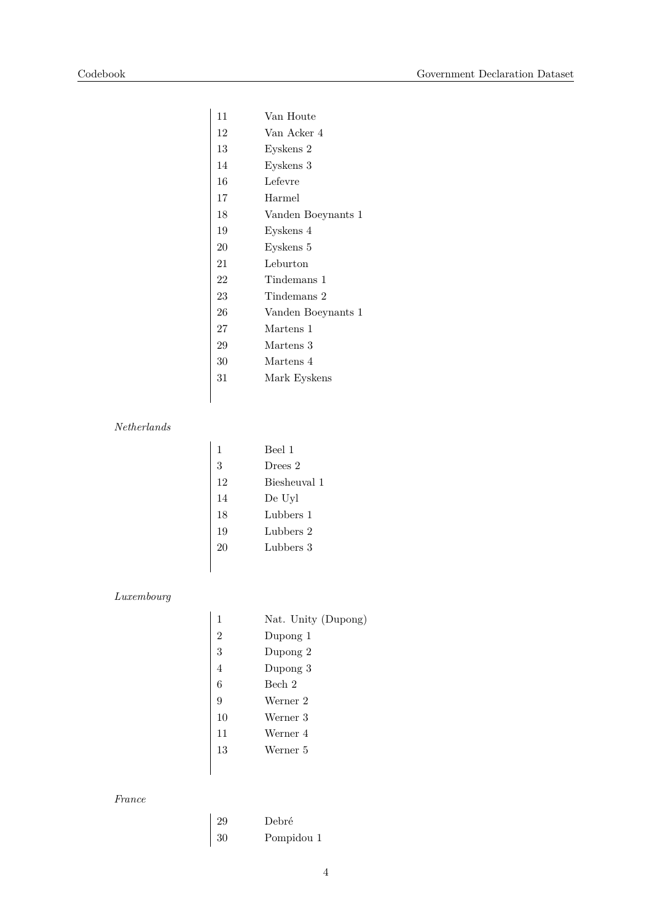| | |
|---|---|
| 11 | Van Houte |
| 12 | Van Acker 4 |
| 13 | Eyskens 2 |
| 14 | Eyskens 3 |
| 16 | Lefevre |
| 17 | Harmel |
| 18 | Vanden Boeynants 1 |
| 19 | Eyskens 4 |
| 20 | Eyskens 5 |
| 21 | Leburton |
| 22 | Tindemans 1 |
| 23 | Tindemans 2 |
| 26 | Vanden Boeynants 1 |
| 27 | Martens 1 |
| 29 | Martens 3 |
| 30 | Martens 4 |
| 31 | Mark Eyskens |

*Netherlands*

| | |
|---|---|
| 1 | Beel 1 |
| 3 | Drees 2 |
| 12 | Biesheuval 1 |
| 14 | De Uyl |
| 18 | Lubbers 1 |
| 19 | Lubbers 2 |
| 20 | Lubbers 3 |

*Luxembourg*

| | |
|---|---|
| 1 | Nat. Unity (Dupong) |
| 2 | Dupong 1 |
| 3 | Dupong 2 |
| 4 | Dupong 3 |
| 6 | Bech 2 |
| 9 | Werner 2 |
| 10 | Werner 3 |
| 11 | Werner 4 |
| 13 | Werner 5 |

*France*

| | |
|---|---|
| 29 | Debré |
| 30 | Pompidou 1 |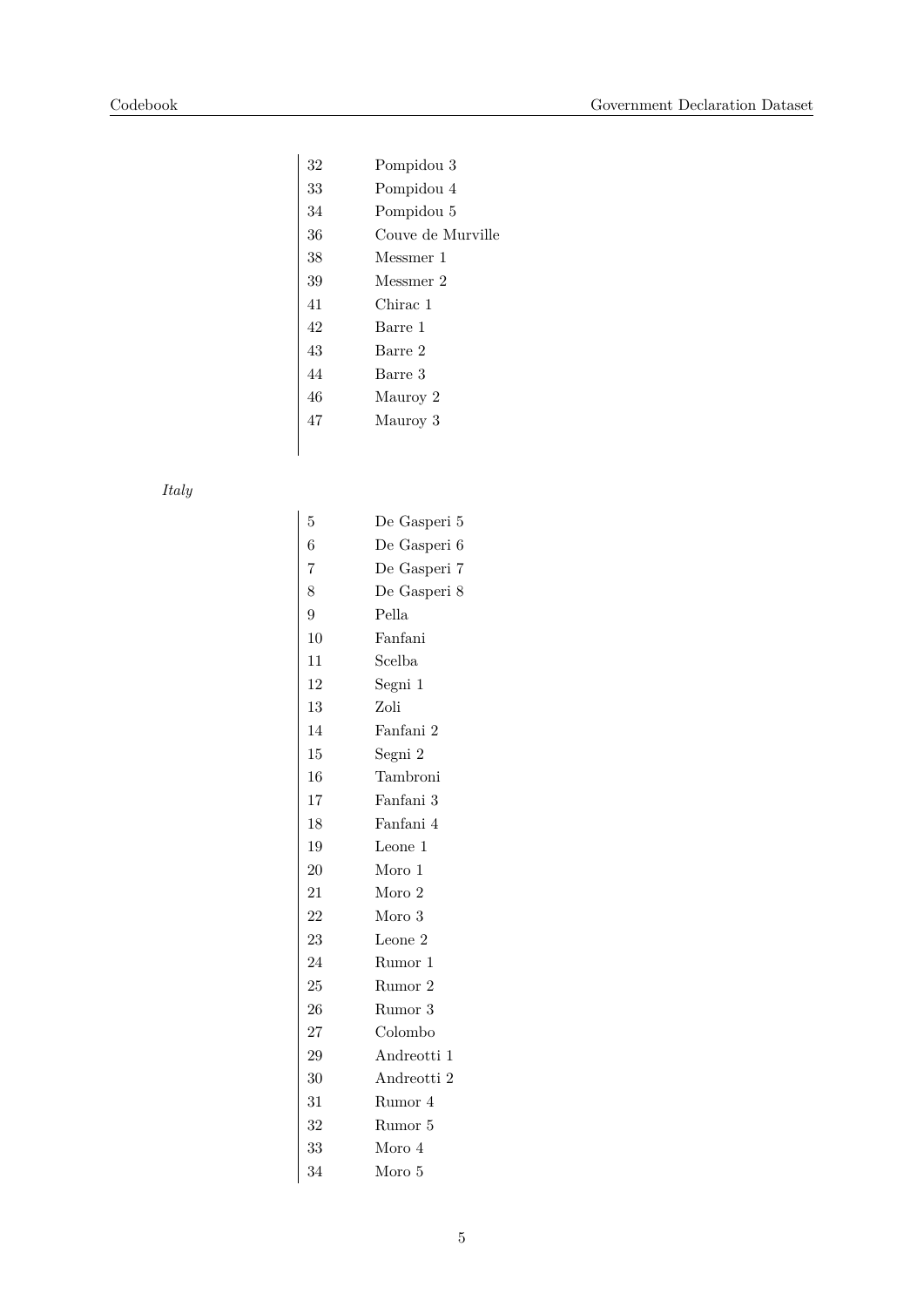| | |
|---|---|
| 32 | Pompidou 3 |
| 33 | Pompidou 4 |
| 34 | Pompidou 5 |
| 36 | Couve de Murville |
| 38 | Messmer 1 |
| 39 | Messmer 2 |
| 41 | Chirac 1 |
| 42 | Barre 1 |
| 43 | Barre 2 |
| 44 | Barre 3 |
| 46 | Mauroy 2 |
| 47 | Mauroy 3 |

*Italy*

| | |
|---|---|
| 5 | De Gasperi 5 |
| 6 | De Gasperi 6 |
| 7 | De Gasperi 7 |
| 8 | De Gasperi 8 |
| 9 | Pella |
| 10 | Fanfani |
| 11 | Scelba |
| 12 | Segni 1 |
| 13 | Zoli |
| 14 | Fanfani 2 |
| 15 | Segni 2 |
| 16 | Tambroni |
| 17 | Fanfani 3 |
| 18 | Fanfani 4 |
| 19 | Leone 1 |
| 20 | Moro 1 |
| 21 | Moro 2 |
| 22 | Moro 3 |
| 23 | Leone 2 |
| 24 | Rumor 1 |
| 25 | Rumor 2 |
| 26 | Rumor 3 |
| 27 | Colombo |
| 29 | Andreotti 1 |
| 30 | Andreotti 2 |
| 31 | Rumor 4 |
| 32 | Rumor 5 |
| 33 | Moro 4 |
| 34 | Moro 5 |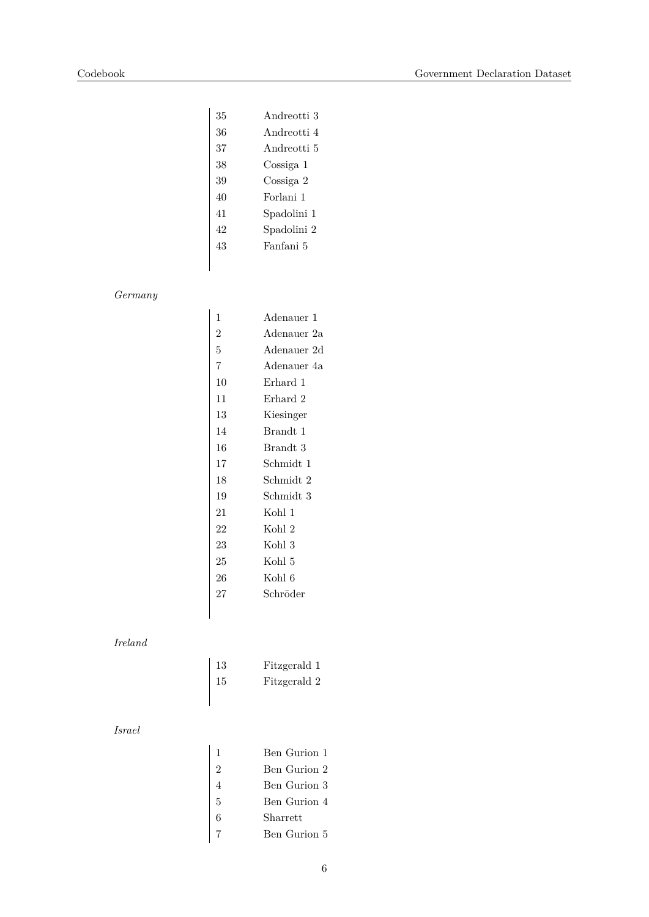| | |
|---|---|
| 35 | Andreotti 3 |
| 36 | Andreotti 4 |
| 37 | Andreotti 5 |
| 38 | Cossiga 1 |
| 39 | Cossiga 2 |
| 40 | Forlani 1 |
| 41 | Spadolini 1 |
| 42 | Spadolini 2 |
| 43 | Fanfani 5 |

*Germany*

| | |
|---|---|
| 1 | Adenauer 1 |
| 2 | Adenauer 2a |
| 5 | Adenauer 2d |
| 7 | Adenauer 4a |
| 10 | Erhard 1 |
| 11 | Erhard 2 |
| 13 | Kiesinger |
| 14 | Brandt 1 |
| 16 | Brandt 3 |
| 17 | Schmidt 1 |
| 18 | Schmidt 2 |
| 19 | Schmidt 3 |
| 21 | Kohl 1 |
| 22 | Kohl 2 |
| 23 | Kohl 3 |
| 25 | Kohl 5 |
| 26 | Kohl 6 |
| 27 | Schröder |

*Ireland*

| | |
|---|---|
| 13 | Fitzgerald 1 |
| 15 | Fitzgerald 2 |

*Israel*

| | |
|---|---|
| 1 | Ben Gurion 1 |
| 2 | Ben Gurion 2 |
| 4 | Ben Gurion 3 |
| 5 | Ben Gurion 4 |
| 6 | Sharrett |
| 7 | Ben Gurion 5 |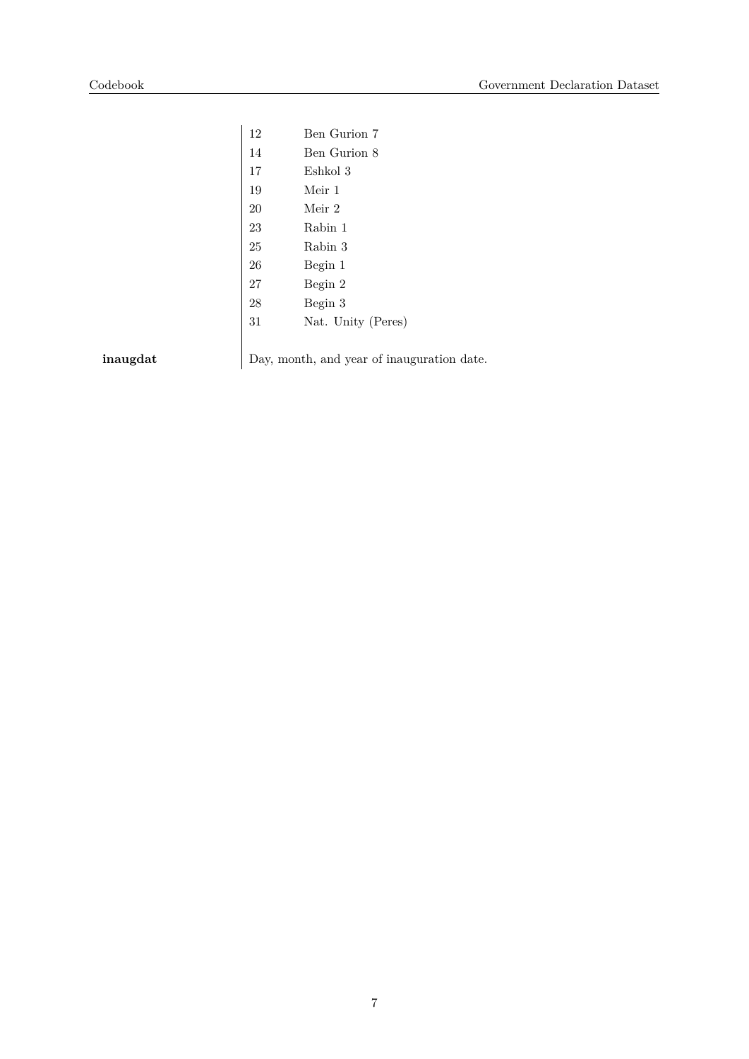| Variable | Description | |
|---|---|---|
| | 12 | Ben Gurion 7 |
| | 14 | Ben Gurion 8 |
| | 17 | Eshkol 3 |
| | 19 | Meir 1 |
| | 20 | Meir 2 |
| | 23 | Rabin 1 |
| | 25 | Rabin 3 |
| | 26 | Begin 1 |
| | 27 | Begin 2 |
| | 28 | Begin 3 |
| | 31 | Nat. Unity (Peres) |
| **inaugdat** | Day, month, and year of inauguration date. | |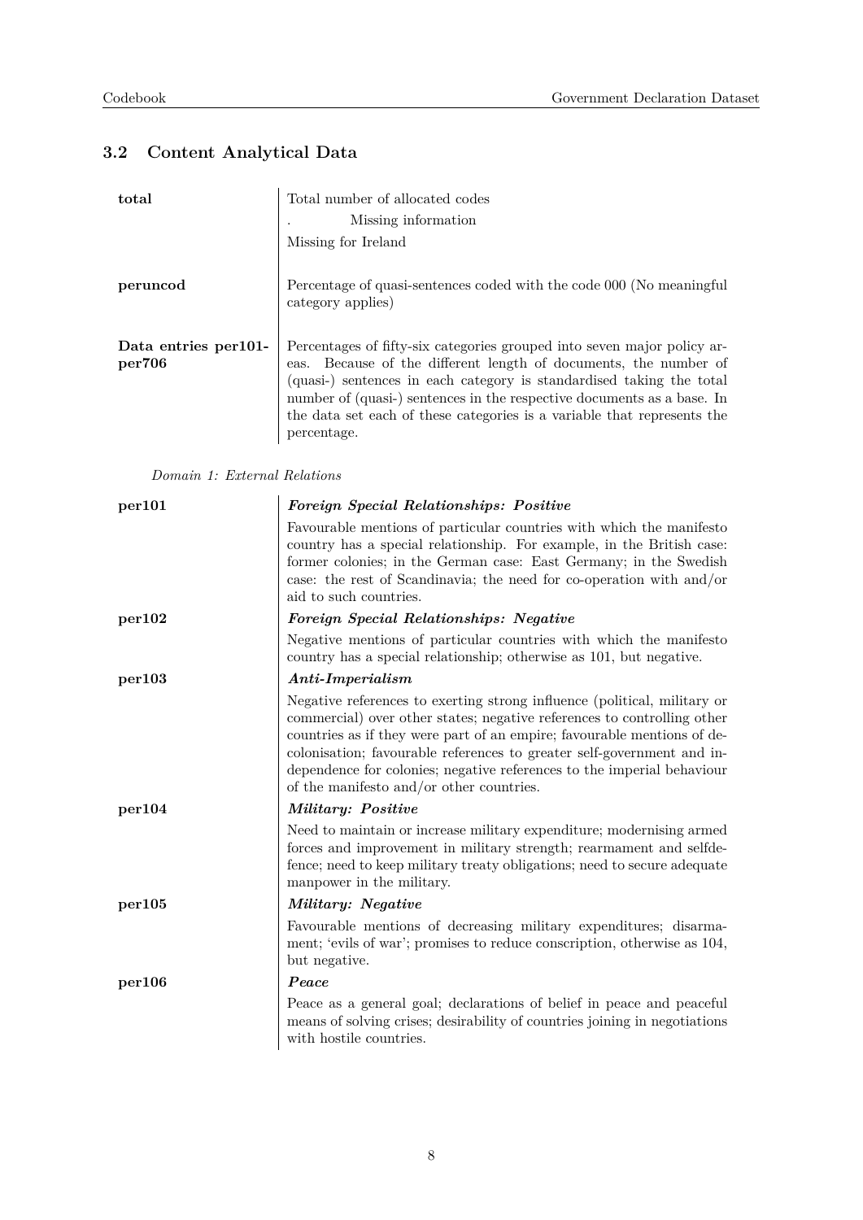## 3.2 Content Analytical Data

**total**

Total number of allocated codes

. Missing information

Missing for Ireland

**peruncod**

Percentage of quasi-sentences coded with the code 000 (No meaningful category applies)

**Data entries per101-per706**

Percentages of fifty-six categories grouped into seven major policy areas. Because of the different length of documents, the number of (quasi-) sentences in each category is standardised taking the total number of (quasi-) sentences in the respective documents as a base. In the data set each of these categories is a variable that represents the percentage.

*Domain 1: External Relations*

**per101**

***Foreign Special Relationships: Positive***

Favourable mentions of particular countries with which the manifesto country has a special relationship. For example, in the British case: former colonies; in the German case: East Germany; in the Swedish case: the rest of Scandinavia; the need for co-operation with and/or aid to such countries.

**per102**

***Foreign Special Relationships: Negative***

Negative mentions of particular countries with which the manifesto country has a special relationship; otherwise as 101, but negative.

**per103**

***Anti-Imperialism***

Negative references to exerting strong influence (political, military or commercial) over other states; negative references to controlling other countries as if they were part of an empire; favourable mentions of decolonisation; favourable references to greater self-government and independence for colonies; negative references to the imperial behaviour of the manifesto and/or other countries.

**per104**

***Military: Positive***

Need to maintain or increase military expenditure; modernising armed forces and improvement in military strength; rearmament and selfdefence; need to keep military treaty obligations; need to secure adequate manpower in the military.

**per105**

***Military: Negative***

Favourable mentions of decreasing military expenditures; disarmament; 'evils of war'; promises to reduce conscription, otherwise as 104, but negative.

**per106**

***Peace***

Peace as a general goal; declarations of belief in peace and peaceful means of solving crises; desirability of countries joining in negotiations with hostile countries.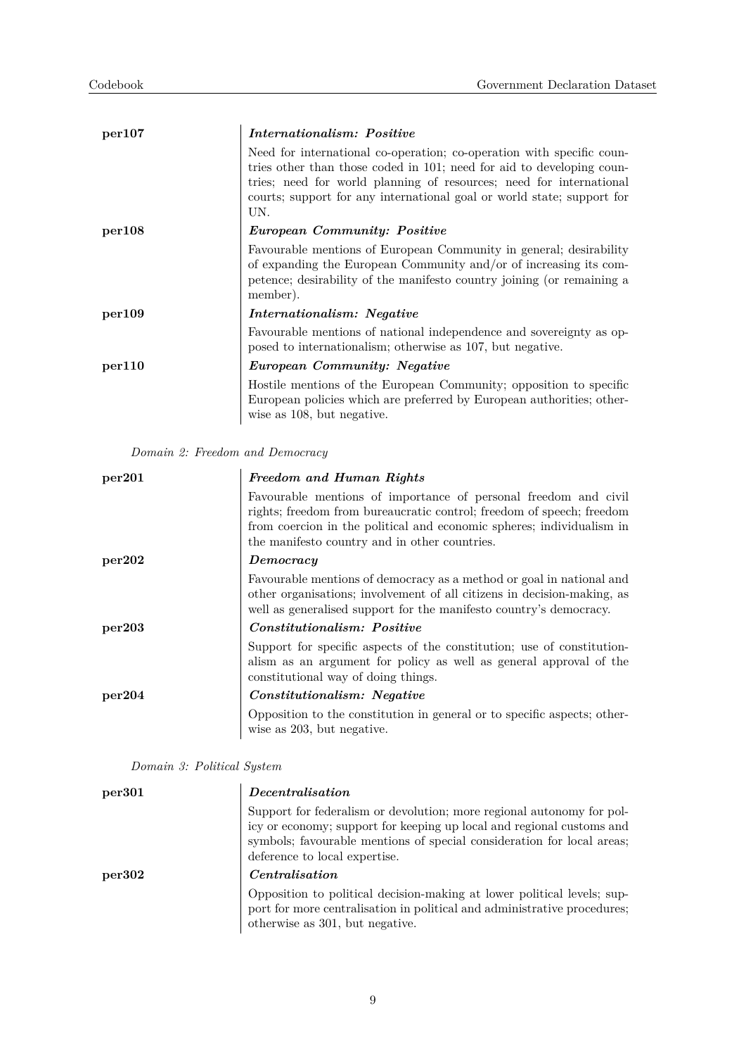**per107** — ***Internationalism: Positive***

Need for international co-operation; co-operation with specific countries other than those coded in 101; need for aid to developing countries; need for world planning of resources; need for international courts; support for any international goal or world state; support for UN.

**per108** — ***European Community: Positive***

Favourable mentions of European Community in general; desirability of expanding the European Community and/or of increasing its competence; desirability of the manifesto country joining (or remaining a member).

**per109** — ***Internationalism: Negative***

Favourable mentions of national independence and sovereignty as opposed to internationalism; otherwise as 107, but negative.

**per110** — ***European Community: Negative***

Hostile mentions of the European Community; opposition to specific European policies which are preferred by European authorities; otherwise as 108, but negative.

*Domain 2: Freedom and Democracy*

**per201** — ***Freedom and Human Rights***

Favourable mentions of importance of personal freedom and civil rights; freedom from bureaucratic control; freedom of speech; freedom from coercion in the political and economic spheres; individualism in the manifesto country and in other countries.

**per202** — ***Democracy***

Favourable mentions of democracy as a method or goal in national and other organisations; involvement of all citizens in decision-making, as well as generalised support for the manifesto country's democracy.

**per203** — ***Constitutionalism: Positive***

Support for specific aspects of the constitution; use of constitutionalism as an argument for policy as well as general approval of the constitutional way of doing things.

**per204** — ***Constitutionalism: Negative***

Opposition to the constitution in general or to specific aspects; otherwise as 203, but negative.

*Domain 3: Political System*

**per301** — ***Decentralisation***

Support for federalism or devolution; more regional autonomy for policy or economy; support for keeping up local and regional customs and symbols; favourable mentions of special consideration for local areas; deference to local expertise.

**per302** — ***Centralisation***

Opposition to political decision-making at lower political levels; support for more centralisation in political and administrative procedures; otherwise as 301, but negative.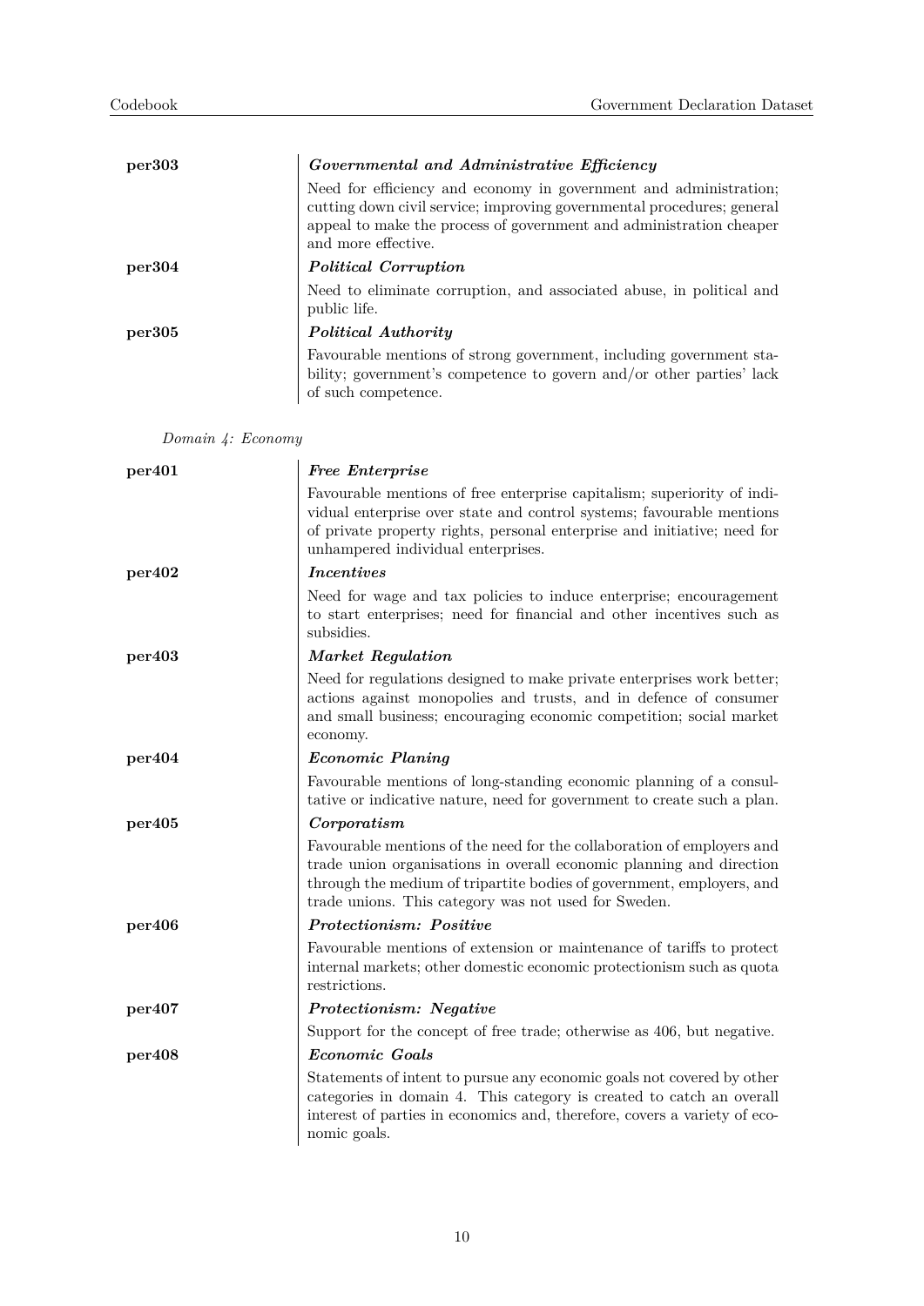**per303** — ***Governmental and Administrative Efficiency***

Need for efficiency and economy in government and administration; cutting down civil service; improving governmental procedures; general appeal to make the process of government and administration cheaper and more effective.

**per304** — ***Political Corruption***

Need to eliminate corruption, and associated abuse, in political and public life.

**per305** — ***Political Authority***

Favourable mentions of strong government, including government stability; government's competence to govern and/or other parties' lack of such competence.

*Domain 4: Economy*

**per401** — ***Free Enterprise***

Favourable mentions of free enterprise capitalism; superiority of individual enterprise over state and control systems; favourable mentions of private property rights, personal enterprise and initiative; need for unhampered individual enterprises.

**per402** — ***Incentives***

Need for wage and tax policies to induce enterprise; encouragement to start enterprises; need for financial and other incentives such as subsidies.

**per403** — ***Market Regulation***

Need for regulations designed to make private enterprises work better; actions against monopolies and trusts, and in defence of consumer and small business; encouraging economic competition; social market economy.

**per404** — ***Economic Planing***

Favourable mentions of long-standing economic planning of a consultative or indicative nature, need for government to create such a plan.

**per405** — ***Corporatism***

Favourable mentions of the need for the collaboration of employers and trade union organisations in overall economic planning and direction through the medium of tripartite bodies of government, employers, and trade unions. This category was not used for Sweden.

**per406** — ***Protectionism: Positive***

Favourable mentions of extension or maintenance of tariffs to protect internal markets; other domestic economic protectionism such as quota restrictions.

**per407** — ***Protectionism: Negative***

Support for the concept of free trade; otherwise as 406, but negative.

**per408** — ***Economic Goals***

Statements of intent to pursue any economic goals not covered by other categories in domain 4. This category is created to catch an overall interest of parties in economics and, therefore, covers a variety of economic goals.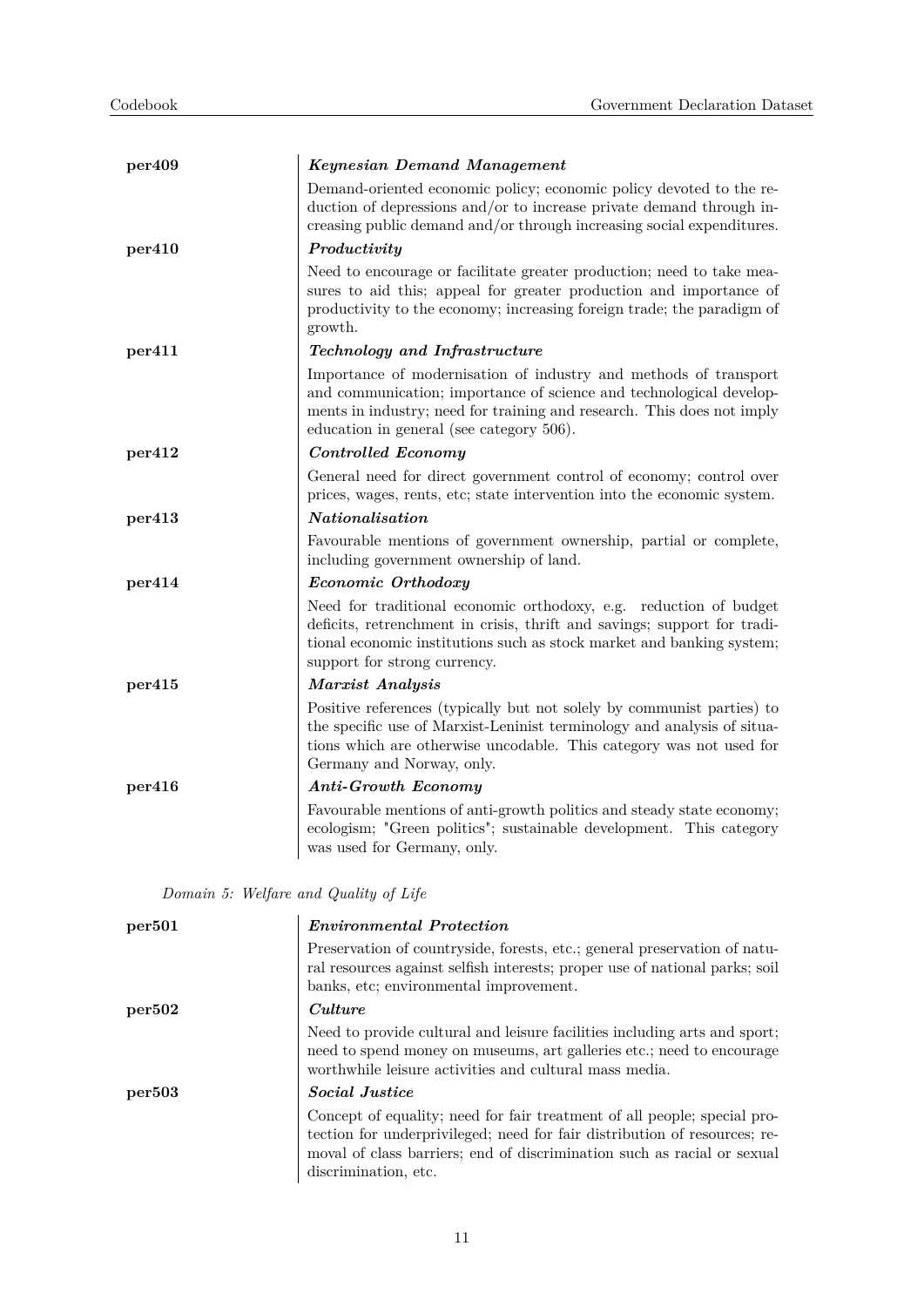**per409** — ***Keynesian Demand Management***

Demand-oriented economic policy; economic policy devoted to the reduction of depressions and/or to increase private demand through increasing public demand and/or through increasing social expenditures.

**per410** — ***Productivity***

Need to encourage or facilitate greater production; need to take measures to aid this; appeal for greater production and importance of productivity to the economy; increasing foreign trade; the paradigm of growth.

**per411** — ***Technology and Infrastructure***

Importance of modernisation of industry and methods of transport and communication; importance of science and technological developments in industry; need for training and research. This does not imply education in general (see category 506).

**per412** — ***Controlled Economy***

General need for direct government control of economy; control over prices, wages, rents, etc; state intervention into the economic system.

**per413** — ***Nationalisation***

Favourable mentions of government ownership, partial or complete, including government ownership of land.

**per414** — ***Economic Orthodoxy***

Need for traditional economic orthodoxy, e.g. reduction of budget deficits, retrenchment in crisis, thrift and savings; support for traditional economic institutions such as stock market and banking system; support for strong currency.

**per415** — ***Marxist Analysis***

Positive references (typically but not solely by communist parties) to the specific use of Marxist-Leninist terminology and analysis of situations which are otherwise uncodable. This category was not used for Germany and Norway, only.

**per416** — ***Anti-Growth Economy***

Favourable mentions of anti-growth politics and steady state economy; ecologism; "Green politics"; sustainable development. This category was used for Germany, only.

*Domain 5: Welfare and Quality of Life*

**per501** — ***Environmental Protection***

Preservation of countryside, forests, etc.; general preservation of natural resources against selfish interests; proper use of national parks; soil banks, etc; environmental improvement.

**per502** — ***Culture***

Need to provide cultural and leisure facilities including arts and sport; need to spend money on museums, art galleries etc.; need to encourage worthwhile leisure activities and cultural mass media.

**per503** — ***Social Justice***

Concept of equality; need for fair treatment of all people; special protection for underprivileged; need for fair distribution of resources; removal of class barriers; end of discrimination such as racial or sexual discrimination, etc.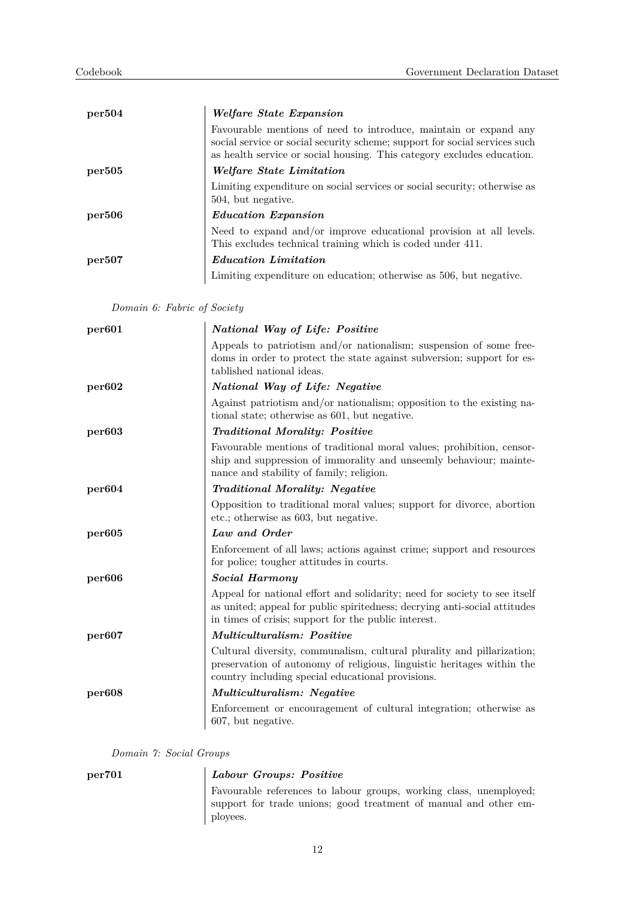**per504** — ***Welfare State Expansion***

Favourable mentions of need to introduce, maintain or expand any social service or social security scheme; support for social services such as health service or social housing. This category excludes education.

**per505** — ***Welfare State Limitation***

Limiting expenditure on social services or social security; otherwise as 504, but negative.

**per506** — ***Education Expansion***

Need to expand and/or improve educational provision at all levels. This excludes technical training which is coded under 411.

**per507** — ***Education Limitation***

Limiting expenditure on education; otherwise as 506, but negative.

*Domain 6: Fabric of Society*

**per601** — ***National Way of Life: Positive***

Appeals to patriotism and/or nationalism; suspension of some freedoms in order to protect the state against subversion; support for established national ideas.

**per602** — ***National Way of Life: Negative***

Against patriotism and/or nationalism; opposition to the existing national state; otherwise as 601, but negative.

**per603** — ***Traditional Morality: Positive***

Favourable mentions of traditional moral values; prohibition, censorship and suppression of immorality and unseemly behaviour; maintenance and stability of family; religion.

**per604** — ***Traditional Morality: Negative***

Opposition to traditional moral values; support for divorce, abortion etc.; otherwise as 603, but negative.

**per605** — ***Law and Order***

Enforcement of all laws; actions against crime; support and resources for police; tougher attitudes in courts.

**per606** — ***Social Harmony***

Appeal for national effort and solidarity; need for society to see itself as united; appeal for public spiritedness; decrying anti-social attitudes in times of crisis; support for the public interest.

**per607** — ***Multiculturalism: Positive***

Cultural diversity, communalism, cultural plurality and pillarization; preservation of autonomy of religious, linguistic heritages within the country including special educational provisions.

**per608** — ***Multiculturalism: Negative***

Enforcement or encouragement of cultural integration; otherwise as 607, but negative.

*Domain 7: Social Groups*

**per701** — ***Labour Groups: Positive***

Favourable references to labour groups, working class, unemployed; support for trade unions; good treatment of manual and other employees.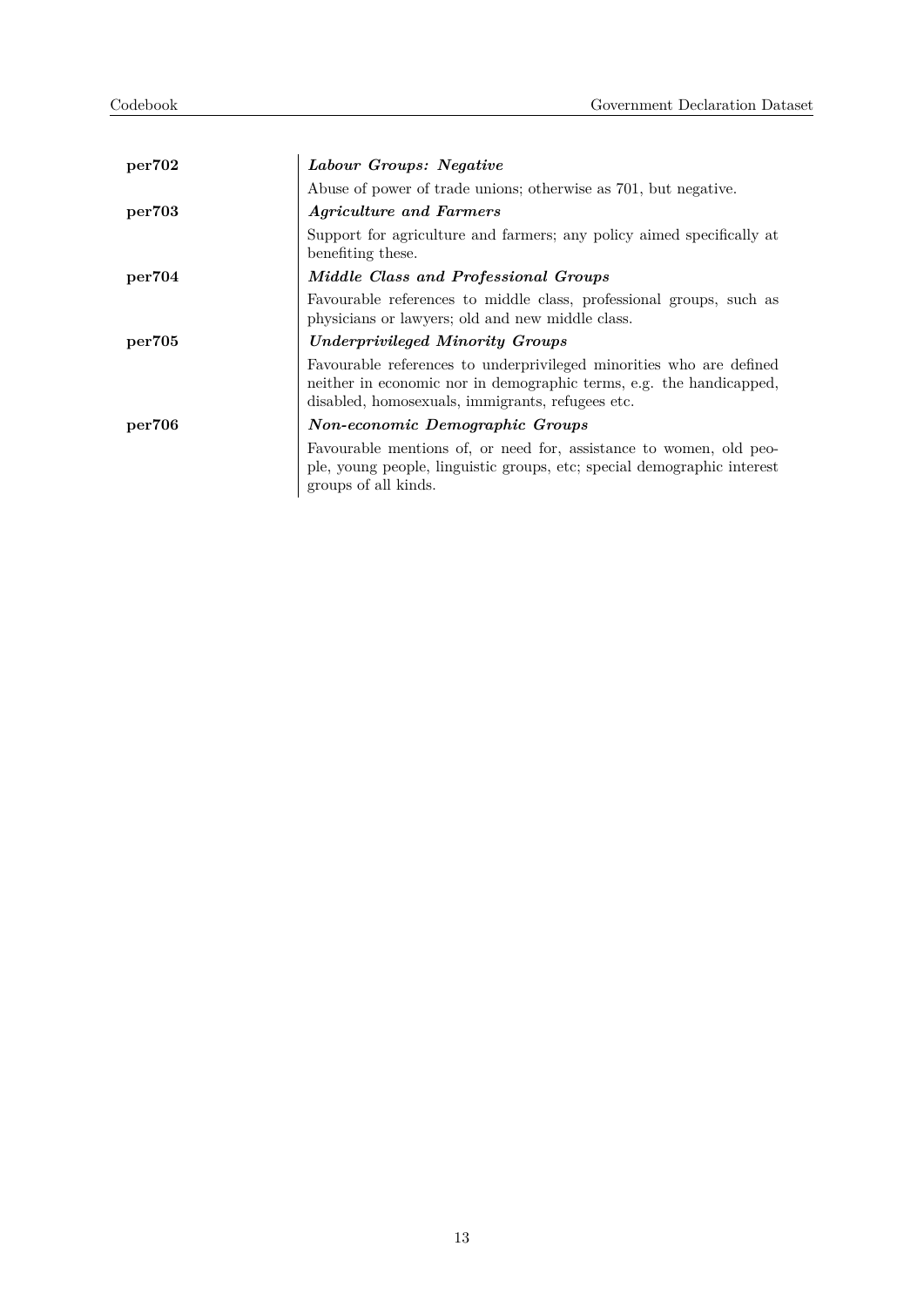**per702** — ***Labour Groups: Negative***

Abuse of power of trade unions; otherwise as 701, but negative.

**per703** — ***Agriculture and Farmers***

Support for agriculture and farmers; any policy aimed specifically at benefiting these.

**per704** — ***Middle Class and Professional Groups***

Favourable references to middle class, professional groups, such as physicians or lawyers; old and new middle class.

**per705** — ***Underprivileged Minority Groups***

Favourable references to underprivileged minorities who are defined neither in economic nor in demographic terms, e.g. the handicapped, disabled, homosexuals, immigrants, refugees etc.

**per706** — ***Non-economic Demographic Groups***

Favourable mentions of, or need for, assistance to women, old people, young people, linguistic groups, etc; special demographic interest groups of all kinds.